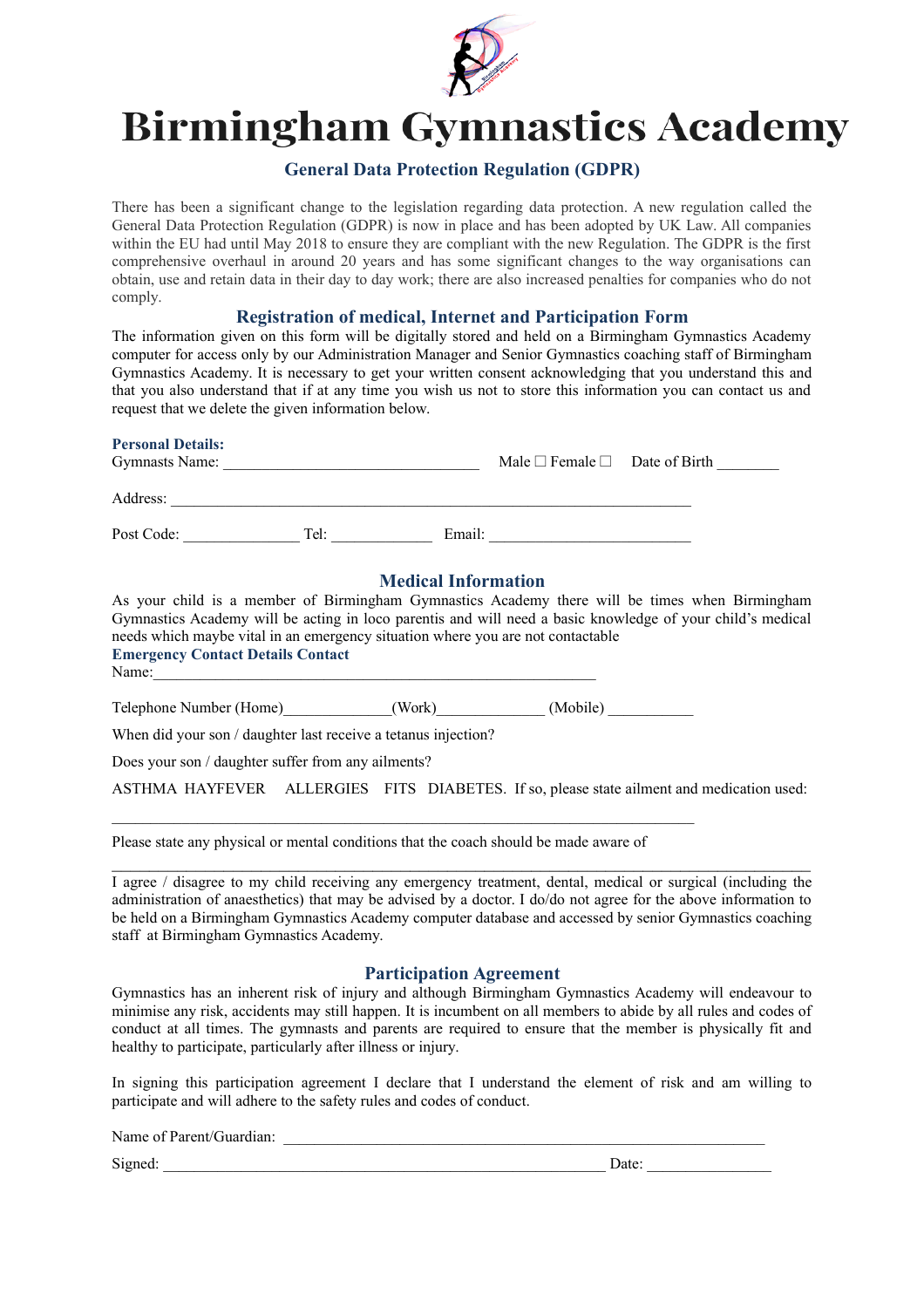# Birmingham Gymnastics Academy

## General Data Protection Regulation (GDPR)

There has been a significant change to the legislation regarding data protection. A new regulation called the General Data Protection Regulation (GDPR) is now in place and has been adopted by UK Law. All companies within the EU had until May 2018 to ensure they are compliant with the new Regulation. The GDPR is the first comprehensive overhaul in around 20 years and has some significant changes to the way organisations can obtain, use and retain data in their day to day work; there are also increased penalties for companies who do not comply.

## Registration of medical, Internet and Participation Form

The information given on this form will be digitally stored and held on a Birmingham Gymnastics Academy computer for access only by our Administration Manager and Senior Gymnastics coaching staff of Birmingham Gymnastics Academy. It is necessary to get your written consent acknowledging that you understand this and that you also understand that if at any time you wish us not to store this information you can contact us and request that we delete the given information below.

**Personal Details:**

Gymnasts Name: ________________________________ Male ☐ Female ☐ Date of Birth ________

Address: ________________________________________________________________

Post Code: ______________ Tel: _____________ Email: _________________________

## Medical Information

As your child is a member of Birmingham Gymnastics Academy there will be times when Birmingham Gymnastics Academy will be acting in loco parentis and will need a basic knowledge of your child's medical needs which maybe vital in an emergency situation where you are not contactable

**Emergency Contact Details Contact**

Name:_______________________________________________________

Telephone Number (Home)_____________(Work)_____________ (Mobile) ___________

When did your son / daughter last receive a tetanus injection?

Does your son / daughter suffer from any ailments?

ASTHMA HAYFEVER ALLERGIES FITS DIABETES. If so, please state ailment and medication used:

__________________________________________________________________________

Please state any physical or mental conditions that the coach should be made aware of

__________________________________________________________________________

I agree / disagree to my child receiving any emergency treatment, dental, medical or surgical (including the administration of anaesthetics) that may be advised by a doctor. I do/do not agree for the above information to be held on a Birmingham Gymnastics Academy computer database and accessed by senior Gymnastics coaching staff at Birmingham Gymnastics Academy.

## Participation Agreement

Gymnastics has an inherent risk of injury and although Birmingham Gymnastics Academy will endeavour to minimise any risk, accidents may still happen. It is incumbent on all members to abide by all rules and codes of conduct at all times. The gymnasts and parents are required to ensure that the member is physically fit and healthy to participate, particularly after illness or injury.

In signing this participation agreement I declare that I understand the element of risk and am willing to participate and will adhere to the safety rules and codes of conduct.

Name of Parent/Guardian: ____________________________________________________________

Signed: _______________________________________________________ Date: ________________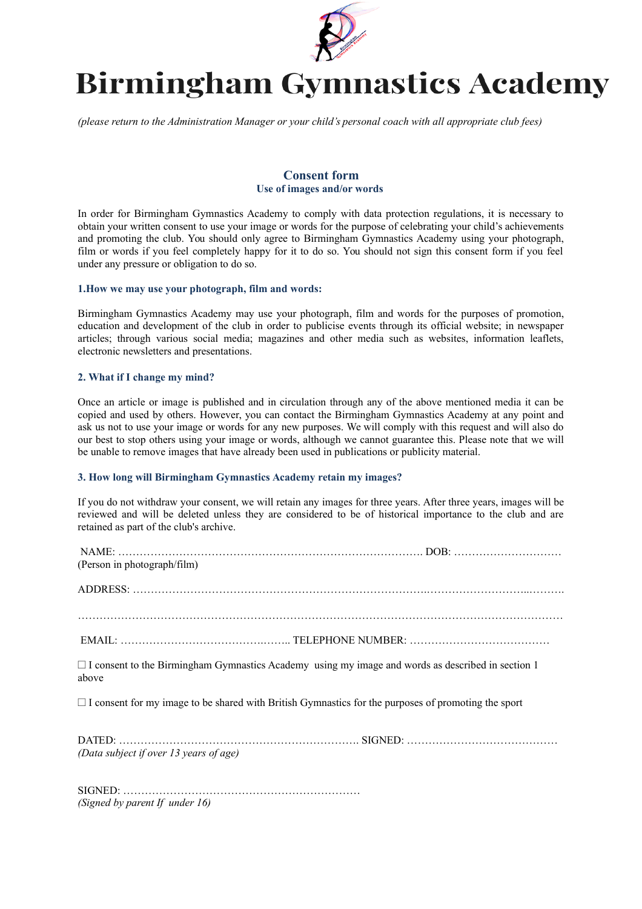# Birmingham Gymnastics Academy

*(please return to the Administration Manager or your child's personal coach with all appropriate club fees)*

## Consent form

### Use of images and/or words

In order for Birmingham Gymnastics Academy to comply with data protection regulations, it is necessary to obtain your written consent to use your image or words for the purpose of celebrating your child's achievements and promoting the club. You should only agree to Birmingham Gymnastics Academy using your photograph, film or words if you feel completely happy for it to do so. You should not sign this consent form if you feel under any pressure or obligation to do so.

### 1.How we may use your photograph, film and words:

Birmingham Gymnastics Academy may use your photograph, film and words for the purposes of promotion, education and development of the club in order to publicise events through its official website; in newspaper articles; through various social media; magazines and other media such as websites, information leaflets, electronic newsletters and presentations.

### 2. What if I change my mind?

Once an article or image is published and in circulation through any of the above mentioned media it can be copied and used by others. However, you can contact the Birmingham Gymnastics Academy at any point and ask us not to use your image or words for any new purposes. We will comply with this request and will also do our best to stop others using your image or words, although we cannot guarantee this. Please note that we will be unable to remove images that have already been used in publications or publicity material.

### 3. How long will Birmingham Gymnastics Academy retain my images?

If you do not withdraw your consent, we will retain any images for three years. After three years, images will be reviewed and will be deleted unless they are considered to be of historical importance to the club and are retained as part of the club's archive.

NAME: ………………………………………………………………………… DOB: …………………………
(Person in photograph/film)

ADDRESS: ………………………………………………………………………..……………………...……….

……………………………………………………………………………………………………………………

EMAIL: …………………………………..…….. TELEPHONE NUMBER: …………………………………

☐ I consent to the Birmingham Gymnastics Academy using my image and words as described in section 1 above

☐ I consent for my image to be shared with British Gymnastics for the purposes of promoting the sport

DATED: …………………………………………………………. SIGNED: ……………………………………
*(Data subject if over 13 years of age)*

SIGNED: …………………………………………………………
*(Signed by parent If under 16)*